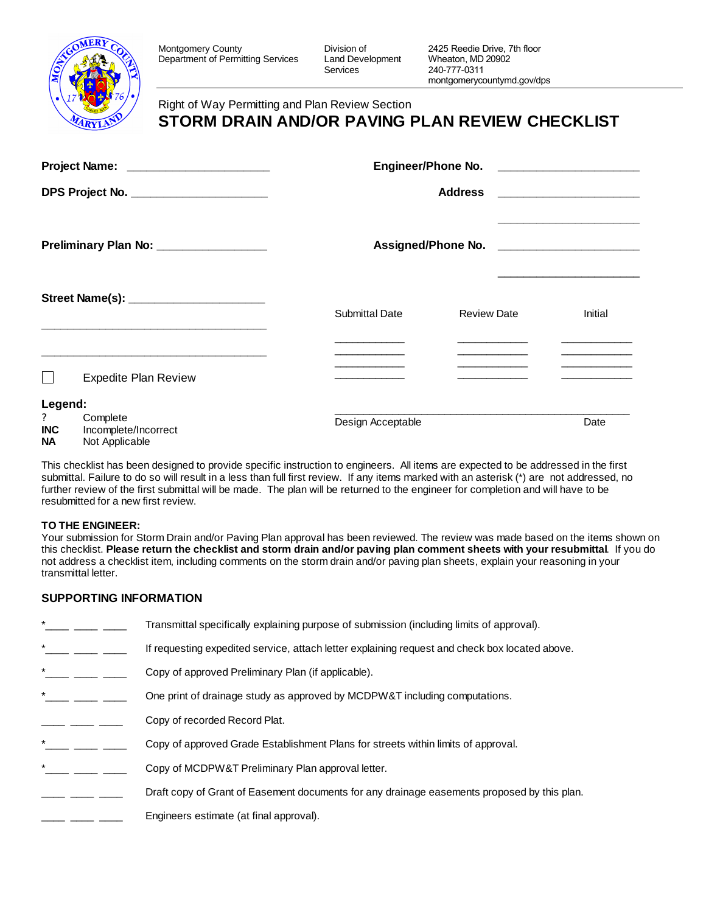Montgomery County
Department of Permitting Services

Division of
Land Development
Services

2425 Reedie Drive, 7th floor
Wheaton, MD 20902
240-777-0311
montgomerycountymd.gov/dps

Right of Way Permitting and Plan Review Section

# STORM DRAIN AND/OR PAVING PLAN REVIEW CHECKLIST

**Project Name:** ____________________

**Engineer/Phone No.** ____________________

**DPS Project No.** ____________________

**Address** ____________________

____________________

**Preliminary Plan No:** ________________

**Assigned/Phone No.** ____________________

____________________

**Street Name(s):** ____________________

____________________________________

____________________________________

| Submittal Date | Review Date | Initial |
|---|---|---|
| ________ | ________ | ________ |
| ________ | ________ | ________ |
| ________ | ________ | ________ |
| ________ | ________ | ________ |

☐ Expedite Plan Review

________________________________________________
Design Acceptable                                                  Date

**Legend:**

? Complete
**INC** Incomplete/Incorrect
**NA** Not Applicable

This checklist has been designed to provide specific instruction to engineers. All items are expected to be addressed in the first submittal. Failure to do so will result in a less than full first review. If any items marked with an asterisk (*) are not addressed, no further review of the first submittal will be made. The plan will be returned to the engineer for completion and will have to be resubmitted for a new first review.

**TO THE ENGINEER:**
Your submission for Storm Drain and/or Paving Plan approval has been reviewed. The review was made based on the items shown on this checklist. **Please return the checklist and storm drain and/or paving plan comment sheets with your resubmittal**. If you do not address a checklist item, including comments on the storm drain and/or paving plan sheets, explain your reasoning in your transmittal letter.

**SUPPORTING INFORMATION**

*____ ____ ____ Transmittal specifically explaining purpose of submission (including limits of approval).

*____ ____ ____ If requesting expedited service, attach letter explaining request and check box located above.

*____ ____ ____ Copy of approved Preliminary Plan (if applicable).

*____ ____ ____ One print of drainage study as approved by MCDPW&T including computations.

____ ____ ____ Copy of recorded Record Plat.

*____ ____ ____ Copy of approved Grade Establishment Plans for streets within limits of approval.

*____ ____ ____ Copy of MCDPW&T Preliminary Plan approval letter.

____ ____ ____ Draft copy of Grant of Easement documents for any drainage easements proposed by this plan.

____ ____ ____ Engineers estimate (at final approval).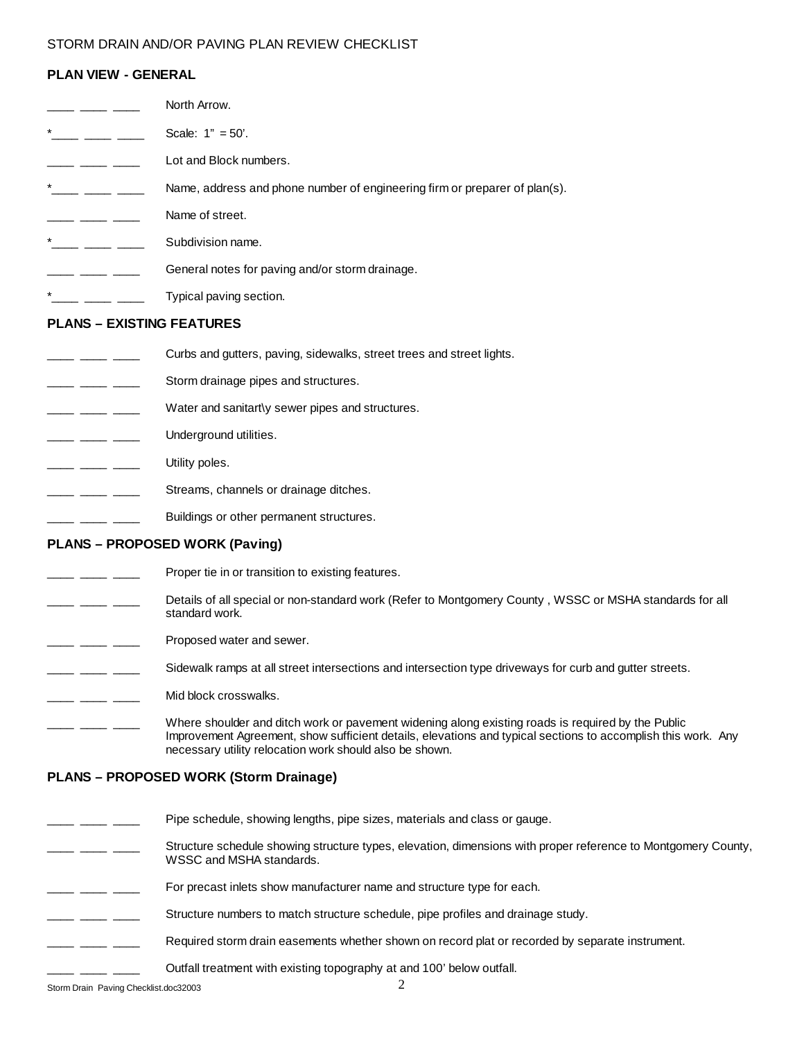STORM DRAIN AND/OR PAVING PLAN REVIEW CHECKLIST

**PLAN VIEW - GENERAL**

____ ____ ____ North Arrow.

*____ ____ ____ Scale: 1" = 50'.

____ ____ ____ Lot and Block numbers.

*____ ____ ____ Name, address and phone number of engineering firm or preparer of plan(s).

____ ____ ____ Name of street.

*____ ____ ____ Subdivision name.

____ ____ ____ General notes for paving and/or storm drainage.

*____ ____ ____ Typical paving section.

**PLANS – EXISTING FEATURES**

____ ____ ____ Curbs and gutters, paving, sidewalks, street trees and street lights.

____ ____ ____ Storm drainage pipes and structures.

____ ____ ____ Water and sanitart\y sewer pipes and structures.

____ ____ ____ Underground utilities.

____ ____ ____ Utility poles.

____ ____ ____ Streams, channels or drainage ditches.

____ ____ ____ Buildings or other permanent structures.

**PLANS – PROPOSED WORK (Paving)**

____ ____ ____ Proper tie in or transition to existing features.

____ ____ ____ Details of all special or non-standard work (Refer to Montgomery County , WSSC or MSHA standards for all standard work.

____ ____ ____ Proposed water and sewer.

____ ____ ____ Sidewalk ramps at all street intersections and intersection type driveways for curb and gutter streets.

____ ____ ____ Mid block crosswalks.

____ ____ ____ Where shoulder and ditch work or pavement widening along existing roads is required by the Public Improvement Agreement, show sufficient details, elevations and typical sections to accomplish this work. Any necessary utility relocation work should also be shown.

**PLANS – PROPOSED WORK (Storm Drainage)**

____ ____ ____ Pipe schedule, showing lengths, pipe sizes, materials and class or gauge.

____ ____ ____ Structure schedule showing structure types, elevation, dimensions with proper reference to Montgomery County, WSSC and MSHA standards.

____ ____ ____ For precast inlets show manufacturer name and structure type for each.

____ ____ ____ Structure numbers to match structure schedule, pipe profiles and drainage study.

____ ____ ____ Required storm drain easements whether shown on record plat or recorded by separate instrument.

____ ____ ____ Outfall treatment with existing topography at and 100' below outfall.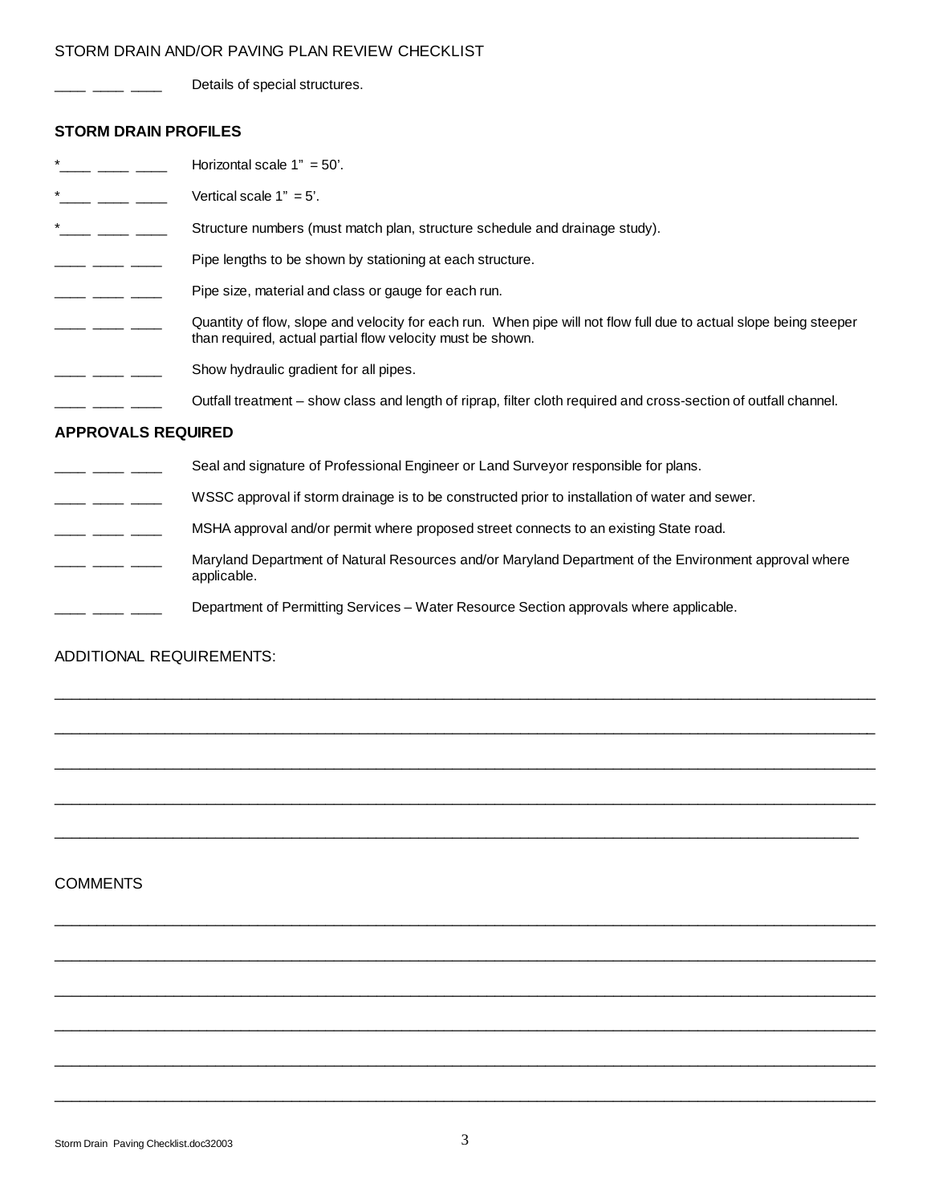STORM DRAIN AND/OR PAVING PLAN REVIEW CHECKLIST

____ ____ ____ Details of special structures.

## STORM DRAIN PROFILES

*____ ____ ____ Horizontal scale 1" = 50'.

*____ ____ ____ Vertical scale 1" = 5'.

*____ ____ ____ Structure numbers (must match plan, structure schedule and drainage study).

____ ____ ____ Pipe lengths to be shown by stationing at each structure.

____ ____ ____ Pipe size, material and class or gauge for each run.

____ ____ ____ Quantity of flow, slope and velocity for each run. When pipe will not flow full due to actual slope being steeper than required, actual partial flow velocity must be shown.

____ ____ ____ Show hydraulic gradient for all pipes.

____ ____ ____ Outfall treatment – show class and length of riprap, filter cloth required and cross-section of outfall channel.

## APPROVALS REQUIRED

____ ____ ____ Seal and signature of Professional Engineer or Land Surveyor responsible for plans.

____ ____ ____ WSSC approval if storm drainage is to be constructed prior to installation of water and sewer.

____ ____ ____ MSHA approval and/or permit where proposed street connects to an existing State road.

____ ____ ____ Maryland Department of Natural Resources and/or Maryland Department of the Environment approval where applicable.

____ ____ ____ Department of Permitting Services – Water Resource Section approvals where applicable.

ADDITIONAL REQUIREMENTS:

________________________________________________________________________________________________

________________________________________________________________________________________________

________________________________________________________________________________________________

________________________________________________________________________________________________

______________________________________________________________________________________________

COMMENTS

________________________________________________________________________________________________

________________________________________________________________________________________________

________________________________________________________________________________________________

________________________________________________________________________________________________

________________________________________________________________________________________________

________________________________________________________________________________________________